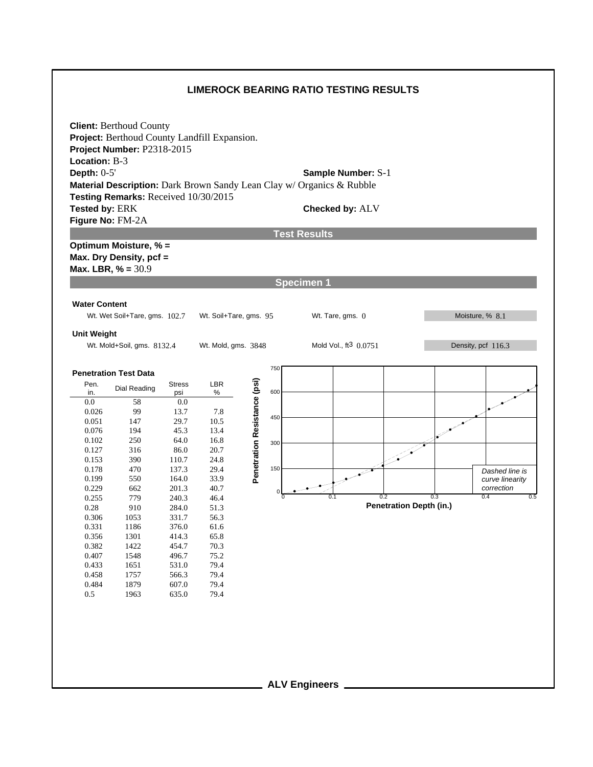# LIMEROCK BEARING RATIO TESTING RESULTS

**Client:** Berthoud County
**Project:** Berthoud County Landfill Expansion.
**Project Number:** P2318-2015
**Location:** B-3
**Depth:** 0-5'
**Sample Number:** S-1
**Material Description:** Dark Brown Sandy Lean Clay w/ Organics & Rubble
**Testing Remarks:** Received 10/30/2015
**Tested by:** ERK
**Checked by:** ALV
**Figure No:** FM-2A

## Test Results

**Optimum Moisture, % =**
**Max. Dry Density, pcf =**
**Max. LBR, % =** 30.9

## Specimen 1

**Water Content**

Wt. Wet Soil+Tare, gms. 102.7 | Wt. Soil+Tare, gms. 95 | Wt. Tare, gms. 0 | Moisture, % 8.1

**Unit Weight**

Wt. Mold+Soil, gms. 8132.4 | Wt. Mold, gms. 3848 | Mold Vol., $ft^3$ 0.0751 | Density, pcf 116.3

**Penetration Test Data**

| Pen. in. | Dial Reading | Stress psi | LBR % |
|---|---|---|---|
| 0.0 | 58 | 0.0 | |
| 0.026 | 99 | 13.7 | 7.8 |
| 0.051 | 147 | 29.7 | 10.5 |
| 0.076 | 194 | 45.3 | 13.4 |
| 0.102 | 250 | 64.0 | 16.8 |
| 0.127 | 316 | 86.0 | 20.7 |
| 0.153 | 390 | 110.7 | 24.8 |
| 0.178 | 470 | 137.3 | 29.4 |
| 0.199 | 550 | 164.0 | 33.9 |
| 0.229 | 662 | 201.3 | 40.7 |
| 0.255 | 779 | 240.3 | 46.4 |
| 0.28 | 910 | 284.0 | 51.3 |
| 0.306 | 1053 | 331.7 | 56.3 |
| 0.331 | 1186 | 376.0 | 61.6 |
| 0.356 | 1301 | 414.3 | 65.8 |
| 0.382 | 1422 | 454.7 | 70.3 |
| 0.407 | 1548 | 496.7 | 75.2 |
| 0.433 | 1651 | 531.0 | 79.4 |
| 0.458 | 1757 | 566.3 | 79.4 |
| 0.484 | 1879 | 607.0 | 79.4 |
| 0.5 | 1963 | 635.0 | 79.4 |

Penetration Resistance (psi) vs. Penetration Depth (in.)

*Dashed line is curve linearity correction*

ALV Engineers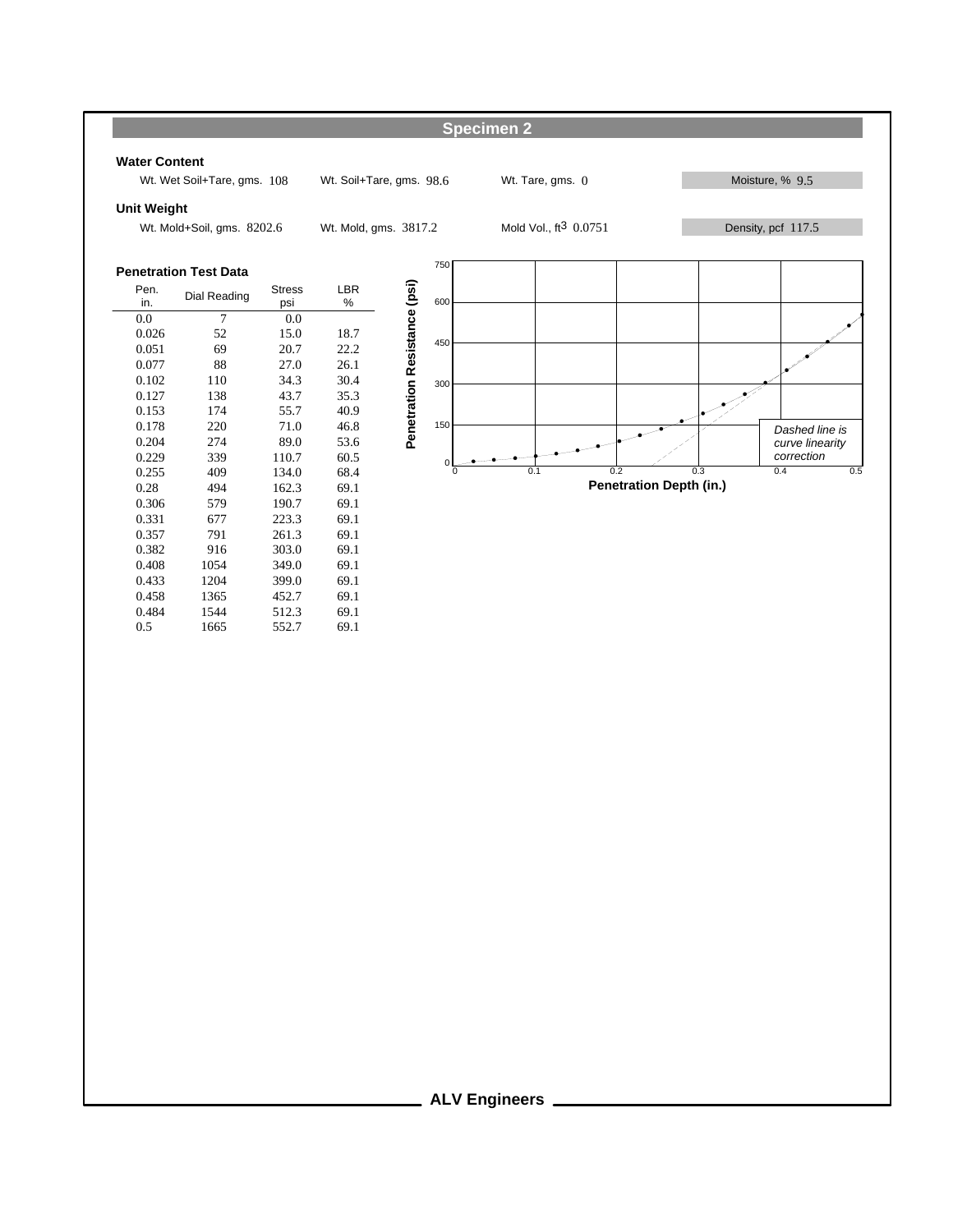## Specimen 2

### Water Content

Wt. Wet Soil+Tare, gms. 108 | Wt. Soil+Tare, gms. 98.6 | Wt. Tare, gms. 0 | Moisture, % 9.5

### Unit Weight

Wt. Mold+Soil, gms. 8202.6 | Wt. Mold, gms. 3817.2 | Mold Vol., $ft^3$ 0.0751 | Density, pcf 117.5

### Penetration Test Data

| Pen. in. | Dial Reading | Stress psi | LBR % |
|---|---|---|---|
| 0.0 | 7 | 0.0 | |
| 0.026 | 52 | 15.0 | 18.7 |
| 0.051 | 69 | 20.7 | 22.2 |
| 0.077 | 88 | 27.0 | 26.1 |
| 0.102 | 110 | 34.3 | 30.4 |
| 0.127 | 138 | 43.7 | 35.3 |
| 0.153 | 174 | 55.7 | 40.9 |
| 0.178 | 220 | 71.0 | 46.8 |
| 0.204 | 274 | 89.0 | 53.6 |
| 0.229 | 339 | 110.7 | 60.5 |
| 0.255 | 409 | 134.0 | 68.4 |
| 0.28 | 494 | 162.3 | 69.1 |
| 0.306 | 579 | 190.7 | 69.1 |
| 0.331 | 677 | 223.3 | 69.1 |
| 0.357 | 791 | 261.3 | 69.1 |
| 0.382 | 916 | 303.0 | 69.1 |
| 0.408 | 1054 | 349.0 | 69.1 |
| 0.433 | 1204 | 399.0 | 69.1 |
| 0.458 | 1365 | 452.7 | 69.1 |
| 0.484 | 1544 | 512.3 | 69.1 |
| 0.5 | 1665 | 552.7 | 69.1 |

Penetration Resistance (psi) vs. Penetration Depth (in.)

*Dashed line is curve linearity correction*

**ALV Engineers**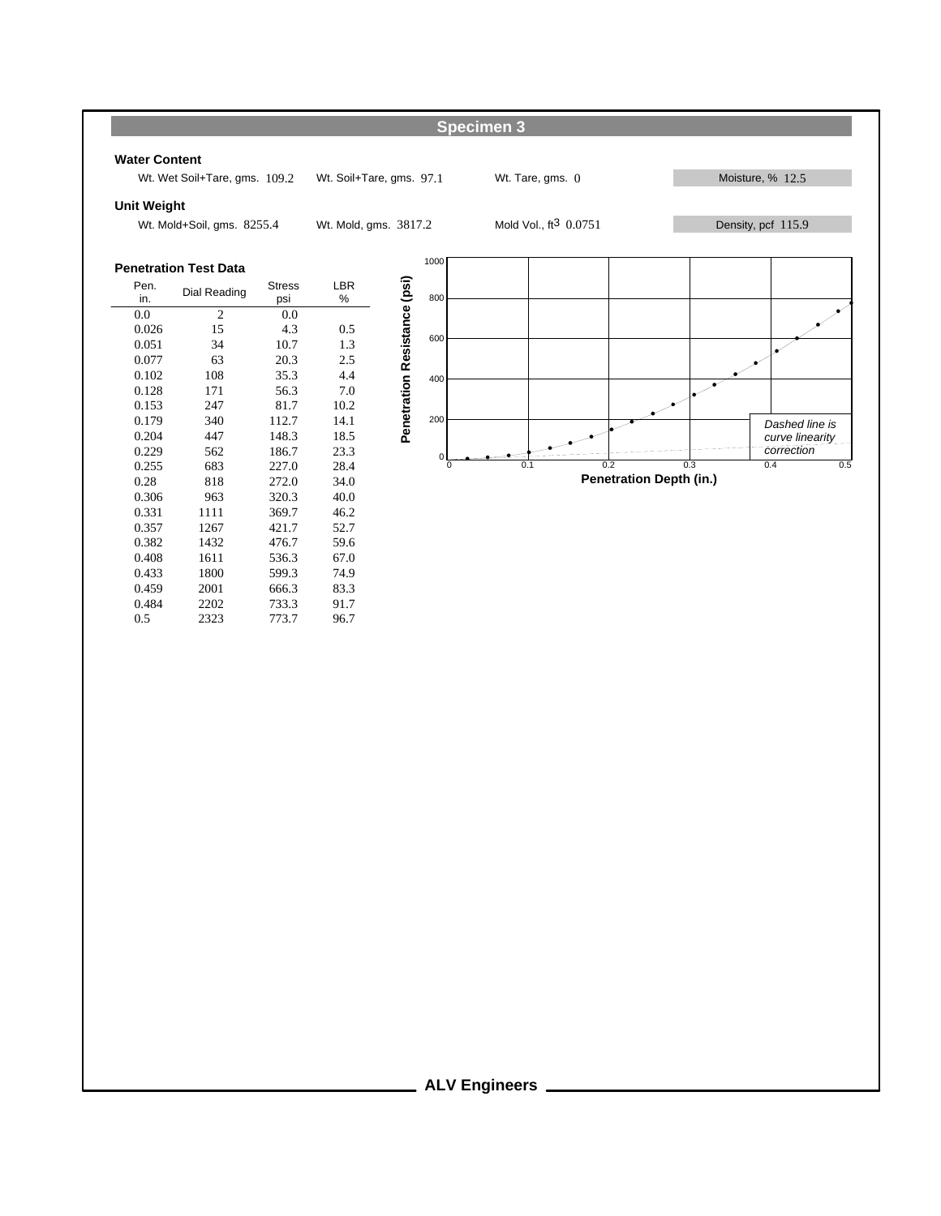## Specimen 3

### Water Content

Wt. Wet Soil+Tare, gms. 109.2 | Wt. Soil+Tare, gms. 97.1 | Wt. Tare, gms. 0 | Moisture, % 12.5

### Unit Weight

Wt. Mold+Soil, gms. 8255.4 | Wt. Mold, gms. 3817.2 | Mold Vol., $ft^3$ 0.0751 | Density, pcf 115.9

### Penetration Test Data

| Pen. in. | Dial Reading | Stress psi | LBR % |
|---|---|---|---|
| 0.0 | 2 | 0.0 | |
| 0.026 | 15 | 4.3 | 0.5 |
| 0.051 | 34 | 10.7 | 1.3 |
| 0.077 | 63 | 20.3 | 2.5 |
| 0.102 | 108 | 35.3 | 4.4 |
| 0.128 | 171 | 56.3 | 7.0 |
| 0.153 | 247 | 81.7 | 10.2 |
| 0.179 | 340 | 112.7 | 14.1 |
| 0.204 | 447 | 148.3 | 18.5 |
| 0.229 | 562 | 186.7 | 23.3 |
| 0.255 | 683 | 227.0 | 28.4 |
| 0.28 | 818 | 272.0 | 34.0 |
| 0.306 | 963 | 320.3 | 40.0 |
| 0.331 | 1111 | 369.7 | 46.2 |
| 0.357 | 1267 | 421.7 | 52.7 |
| 0.382 | 1432 | 476.7 | 59.6 |
| 0.408 | 1611 | 536.3 | 67.0 |
| 0.433 | 1800 | 599.3 | 74.9 |
| 0.459 | 2001 | 666.3 | 83.3 |
| 0.484 | 2202 | 733.3 | 91.7 |
| 0.5 | 2323 | 773.7 | 96.7 |

Penetration Resistance (psi)

1000
800
600
400
200
0

0
0.1
0.2
0.3
0.4
0.5

Penetration Depth (in.)

*Dashed line is curve linearity correction*

**ALV Engineers**